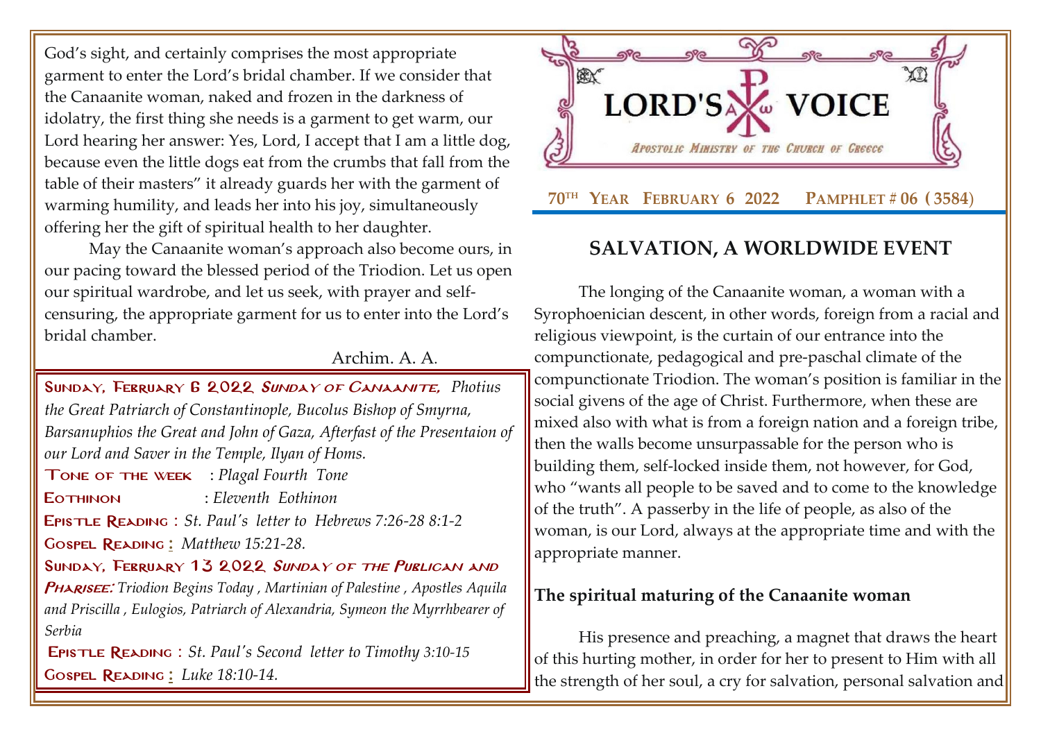God's sight, and certainly comprises the most appropriate garment to enter the Lord's bridal chamber. If we consider that the Canaanite woman, naked and frozen in the darkness of idolatry, the first thing she needs is a garment to get warm, our Lord hearing her answer: Yes, Lord, I accept that I am a little dog, because even the little dogs eat from the crumbs that fall from the table of their masters" it already guards her with the garment of warming humility, and leads her into his joy, simultaneously offering her the gift of spiritual health to her daughter.

May the Canaanite woman's approach also become ours, in our pacing toward the blessed period of the Triodion. Let us open our spiritual wardrobe, and let us seek, with prayer and self-censuring, the appropriate garment for us to enter into the Lord's bridal chamber.

Archim. A. A.

**Sunday, February 6 2022** ***Sunday of Canaanite,*** *Photius the Great Patriarch of Constantinople, Bucolus Bishop of Smyrna, Barsanuphios the Great and John of Gaza, Afterfast of the Presentaion of our Lord and Saver in the Temple, Ilyan of Homs.*

**Tone of the week** : *Plagal Fourth Tone*

**Eothinon** : *Eleventh Eothinon*

**Epistle Reading** : *St. Paul's letter to Hebrews 7:26-28 8:1-2*

**Gospel Reading** : *Matthew 15:21-28.*

**Sunday, Ferbruary 13 2022** ***Sunday of the Publican and Pharisee:*** *Triodion Begins Today , Martinian of Palestine , Apostles Aquila and Priscilla , Eulogios, Patriarch of Alexandria, Symeon the Myrrhbearer of Serbia*

**Epistle Reading** : *St. Paul's Second letter to Timothy 3:10-15*

**Gospel Reading** : *Luke 18:10-14.*

# LORD'S VOICE

*Apostolic Ministry of the Church of Greece*

**70TH Year February 6 2022 Pamphlet # 06 (3584)**

## SALVATION, A WORLDWIDE EVENT

The longing of the Canaanite woman, a woman with a Syrophoenician descent, in other words, foreign from a racial and religious viewpoint, is the curtain of our entrance into the compunctionate, pedagogical and pre-paschal climate of the compunctionate Triodion. The woman's position is familiar in the social givens of the age of Christ. Furthermore, when these are mixed also with what is from a foreign nation and a foreign tribe, then the walls become unsurpassable for the person who is building them, self-locked inside them, not however, for God, who "wants all people to be saved and to come to the knowledge of the truth". A passerby in the life of people, as also of the woman, is our Lord, always at the appropriate time and with the appropriate manner.

### The spiritual maturing of the Canaanite woman

His presence and preaching, a magnet that draws the heart of this hurting mother, in order for her to present to Him with all the strength of her soul, a cry for salvation, personal salvation and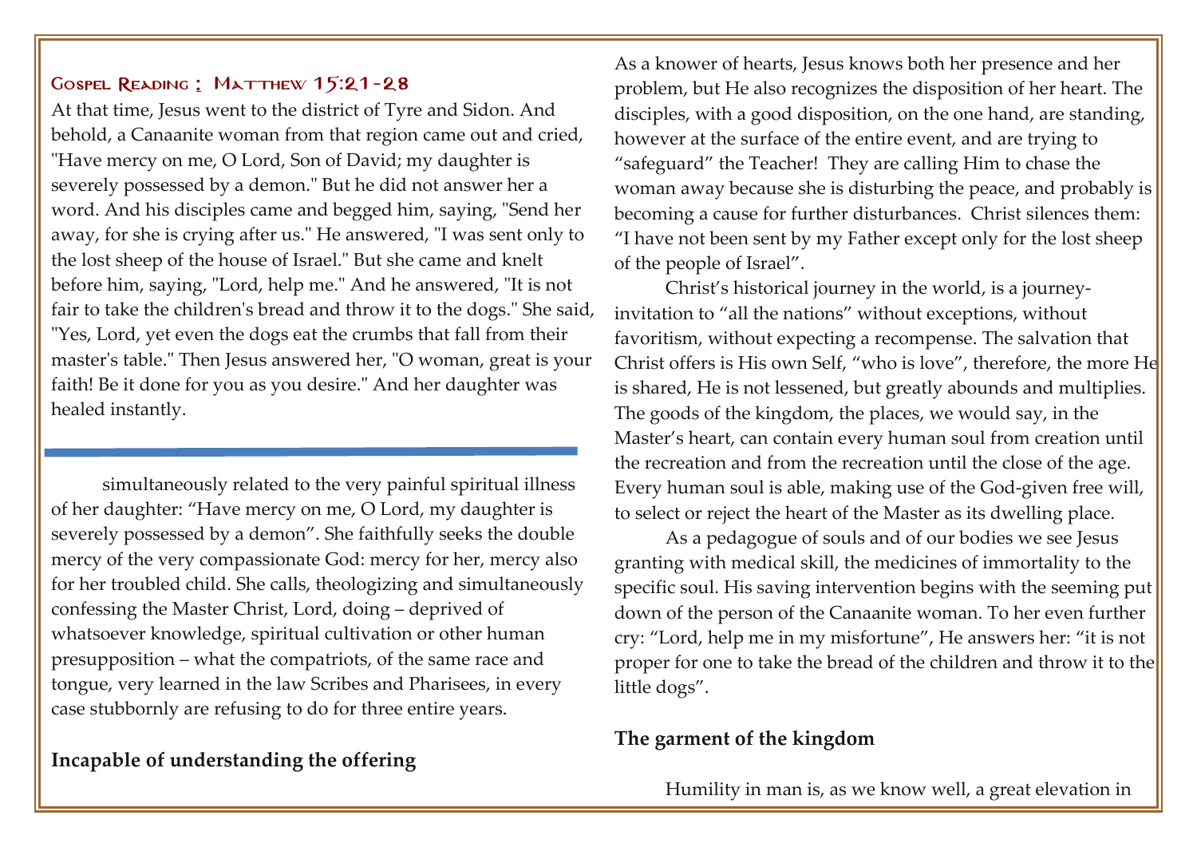### Gospel Reading : Matthew 15:21-28

At that time, Jesus went to the district of Tyre and Sidon. And behold, a Canaanite woman from that region came out and cried, "Have mercy on me, O Lord, Son of David; my daughter is severely possessed by a demon." But he did not answer her a word. And his disciples came and begged him, saying, "Send her away, for she is crying after us." He answered, "I was sent only to the lost sheep of the house of Israel." But she came and knelt before him, saying, "Lord, help me." And he answered, "It is not fair to take the children's bread and throw it to the dogs." She said, "Yes, Lord, yet even the dogs eat the crumbs that fall from their master's table." Then Jesus answered her, "O woman, great is your faith! Be it done for you as you desire." And her daughter was healed instantly.

---

simultaneously related to the very painful spiritual illness of her daughter: "Have mercy on me, O Lord, my daughter is severely possessed by a demon". She faithfully seeks the double mercy of the very compassionate God: mercy for her, mercy also for her troubled child. She calls, theologizing and simultaneously confessing the Master Christ, Lord, doing – deprived of whatsoever knowledge, spiritual cultivation or other human presupposition – what the compatriots, of the same race and tongue, very learned in the law Scribes and Pharisees, in every case stubbornly are refusing to do for three entire years.

**Incapable of understanding the offering**

As a knower of hearts, Jesus knows both her presence and her problem, but He also recognizes the disposition of her heart. The disciples, with a good disposition, on the one hand, are standing, however at the surface of the entire event, and are trying to "safeguard" the Teacher! They are calling Him to chase the woman away because she is disturbing the peace, and probably is becoming a cause for further disturbances. Christ silences them: "I have not been sent by my Father except only for the lost sheep of the people of Israel".

Christ's historical journey in the world, is a journey-invitation to "all the nations" without exceptions, without favoritism, without expecting a recompense. The salvation that Christ offers is His own Self, "who is love", therefore, the more He is shared, He is not lessened, but greatly abounds and multiplies. The goods of the kingdom, the places, we would say, in the Master's heart, can contain every human soul from creation until the recreation and from the recreation until the close of the age. Every human soul is able, making use of the God-given free will, to select or reject the heart of the Master as its dwelling place.

As a pedagogue of souls and of our bodies we see Jesus granting with medical skill, the medicines of immortality to the specific soul. His saving intervention begins with the seeming put down of the person of the Canaanite woman. To her even further cry: "Lord, help me in my misfortune", He answers her: "it is not proper for one to take the bread of the children and throw it to the little dogs".

**The garment of the kingdom**

Humility in man is, as we know well, a great elevation in